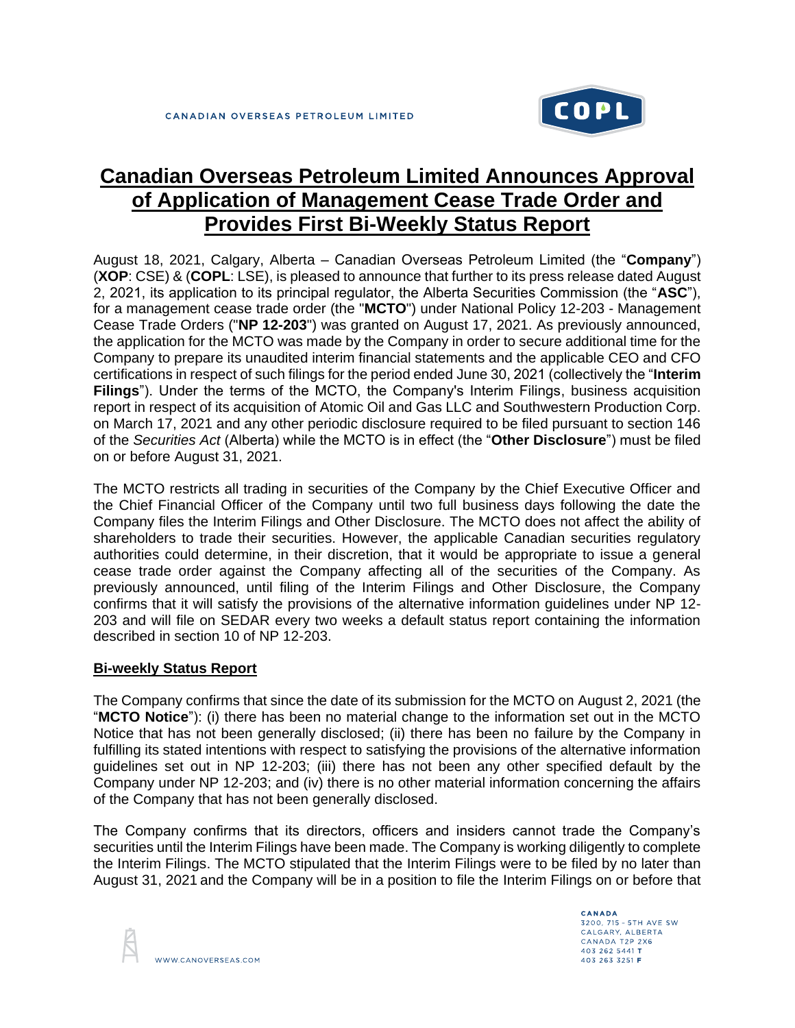# Canadian Overseas Petroleum Limited Announces Approval of Application of Management Cease Trade Order and Provides First Bi-Weekly Status Report

August 18, 2021, Calgary, Alberta – Canadian Overseas Petroleum Limited (the "**Company**") (**XOP**: CSE) & (**COPL**: LSE), is pleased to announce that further to its press release dated August 2, 2021, its application to its principal regulator, the Alberta Securities Commission (the "**ASC**"), for a management cease trade order (the "**MCTO**") under National Policy 12-203 - Management Cease Trade Orders ("**NP 12-203**") was granted on August 17, 2021. As previously announced, the application for the MCTO was made by the Company in order to secure additional time for the Company to prepare its unaudited interim financial statements and the applicable CEO and CFO certifications in respect of such filings for the period ended June 30, 2021 (collectively the "**Interim Filings**"). Under the terms of the MCTO, the Company's Interim Filings, business acquisition report in respect of its acquisition of Atomic Oil and Gas LLC and Southwestern Production Corp. on March 17, 2021 and any other periodic disclosure required to be filed pursuant to section 146 of the *Securities Act* (Alberta) while the MCTO is in effect (the "**Other Disclosure**") must be filed on or before August 31, 2021.

The MCTO restricts all trading in securities of the Company by the Chief Executive Officer and the Chief Financial Officer of the Company until two full business days following the date the Company files the Interim Filings and Other Disclosure. The MCTO does not affect the ability of shareholders to trade their securities. However, the applicable Canadian securities regulatory authorities could determine, in their discretion, that it would be appropriate to issue a general cease trade order against the Company affecting all of the securities of the Company. As previously announced, until filing of the Interim Filings and Other Disclosure, the Company confirms that it will satisfy the provisions of the alternative information guidelines under NP 12-203 and will file on SEDAR every two weeks a default status report containing the information described in section 10 of NP 12-203.

## Bi-weekly Status Report

The Company confirms that since the date of its submission for the MCTO on August 2, 2021 (the "**MCTO Notice**"): (i) there has been no material change to the information set out in the MCTO Notice that has not been generally disclosed; (ii) there has been no failure by the Company in fulfilling its stated intentions with respect to satisfying the provisions of the alternative information guidelines set out in NP 12-203; (iii) there has not been any other specified default by the Company under NP 12-203; and (iv) there is no other material information concerning the affairs of the Company that has not been generally disclosed.

The Company confirms that its directors, officers and insiders cannot trade the Company's securities until the Interim Filings have been made. The Company is working diligently to complete the Interim Filings. The MCTO stipulated that the Interim Filings were to be filed by no later than August 31, 2021 and the Company will be in a position to file the Interim Filings on or before that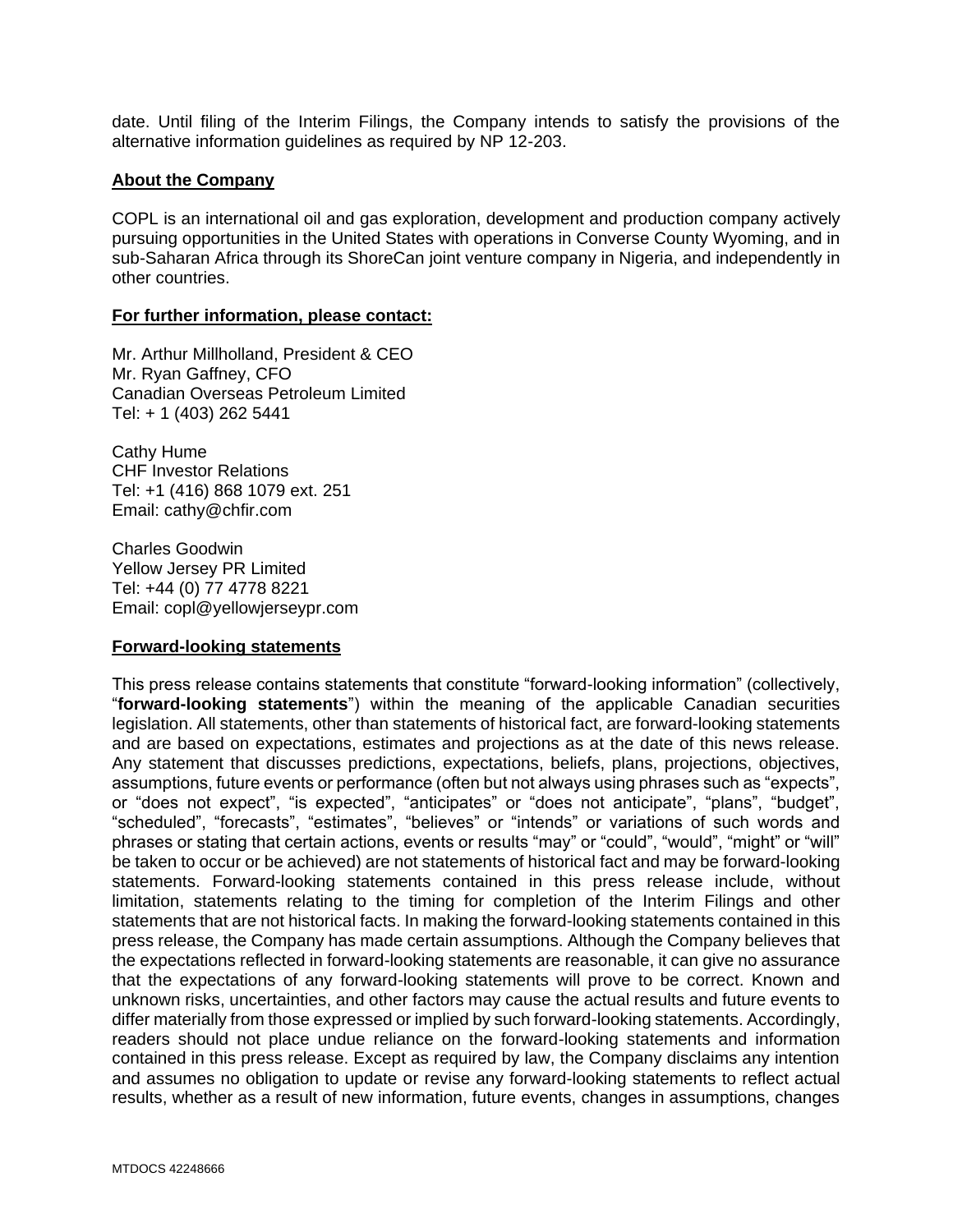date. Until filing of the Interim Filings, the Company intends to satisfy the provisions of the alternative information guidelines as required by NP 12-203.

**About the Company**

COPL is an international oil and gas exploration, development and production company actively pursuing opportunities in the United States with operations in Converse County Wyoming, and in sub-Saharan Africa through its ShoreCan joint venture company in Nigeria, and independently in other countries.

**For further information, please contact:**

Mr. Arthur Millholland, President & CEO
Mr. Ryan Gaffney, CFO
Canadian Overseas Petroleum Limited
Tel: + 1 (403) 262 5441

Cathy Hume
CHF Investor Relations
Tel: +1 (416) 868 1079 ext. 251
Email: cathy@chfir.com

Charles Goodwin
Yellow Jersey PR Limited
Tel: +44 (0) 77 4778 8221
Email: copl@yellowjerseypr.com

**Forward-looking statements**

This press release contains statements that constitute "forward-looking information" (collectively, "**forward-looking statements**") within the meaning of the applicable Canadian securities legislation. All statements, other than statements of historical fact, are forward-looking statements and are based on expectations, estimates and projections as at the date of this news release. Any statement that discusses predictions, expectations, beliefs, plans, projections, objectives, assumptions, future events or performance (often but not always using phrases such as "expects", or "does not expect", "is expected", "anticipates" or "does not anticipate", "plans", "budget", "scheduled", "forecasts", "estimates", "believes" or "intends" or variations of such words and phrases or stating that certain actions, events or results "may" or "could", "would", "might" or "will" be taken to occur or be achieved) are not statements of historical fact and may be forward-looking statements. Forward-looking statements contained in this press release include, without limitation, statements relating to the timing for completion of the Interim Filings and other statements that are not historical facts. In making the forward-looking statements contained in this press release, the Company has made certain assumptions. Although the Company believes that the expectations reflected in forward-looking statements are reasonable, it can give no assurance that the expectations of any forward-looking statements will prove to be correct. Known and unknown risks, uncertainties, and other factors may cause the actual results and future events to differ materially from those expressed or implied by such forward-looking statements. Accordingly, readers should not place undue reliance on the forward-looking statements and information contained in this press release. Except as required by law, the Company disclaims any intention and assumes no obligation to update or revise any forward-looking statements to reflect actual results, whether as a result of new information, future events, changes in assumptions, changes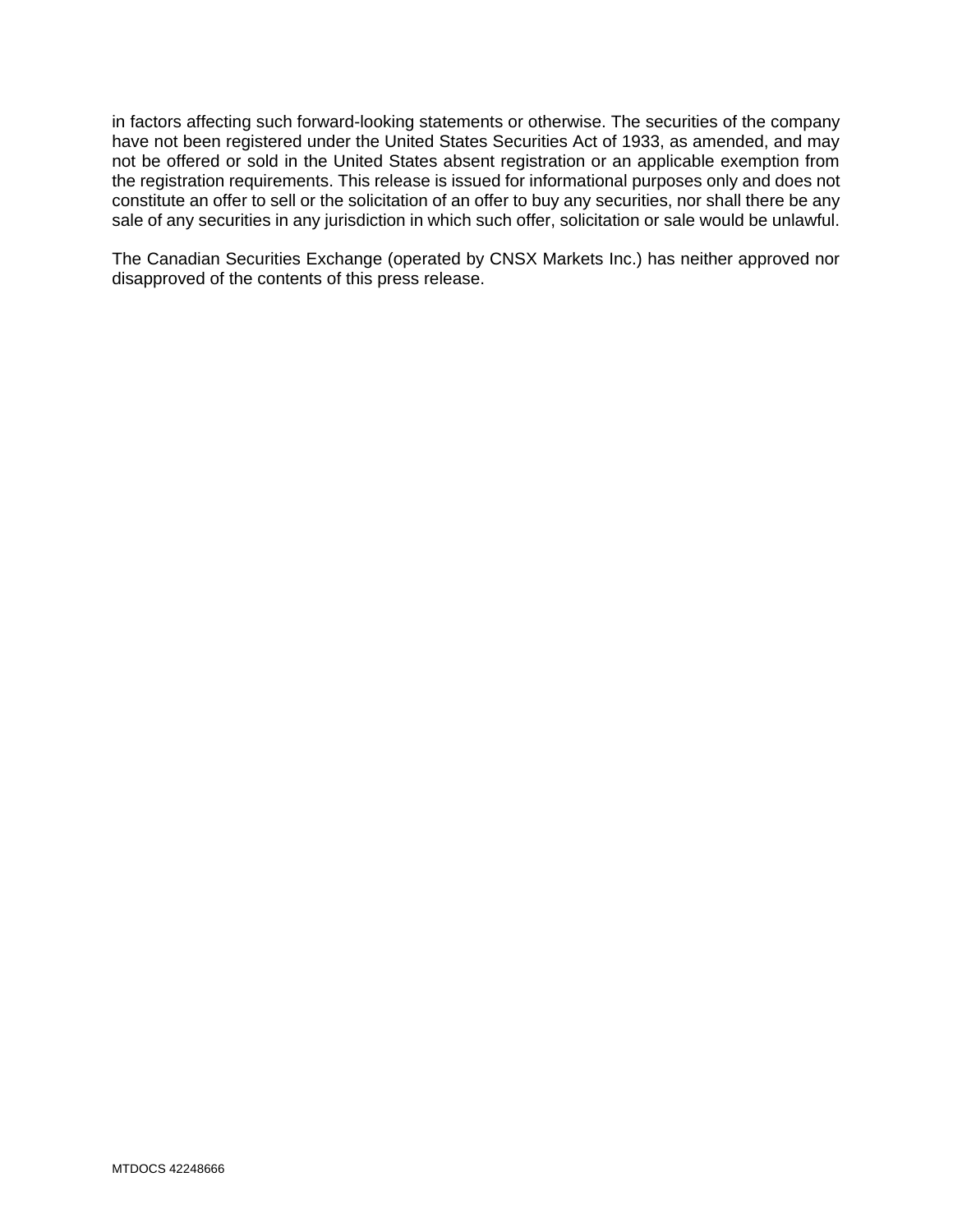in factors affecting such forward-looking statements or otherwise. The securities of the company have not been registered under the United States Securities Act of 1933, as amended, and may not be offered or sold in the United States absent registration or an applicable exemption from the registration requirements. This release is issued for informational purposes only and does not constitute an offer to sell or the solicitation of an offer to buy any securities, nor shall there be any sale of any securities in any jurisdiction in which such offer, solicitation or sale would be unlawful.

The Canadian Securities Exchange (operated by CNSX Markets Inc.) has neither approved nor disapproved of the contents of this press release.